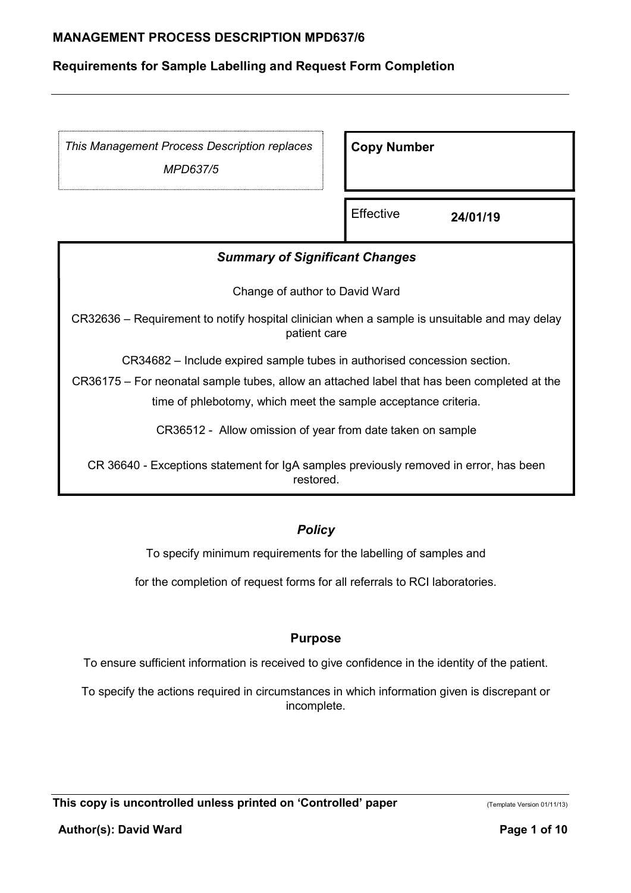# MANAGEMENT PROCESS DESCRIPTION MPD637/6

## Requirements for Sample Labelling and Request Form Completion

*This Management Process Description replaces MPD637/5*

| **Copy Number** | |
|---|---|
| Effective | **24/01/19** |

### *Summary of Significant Changes*

Change of author to David Ward

CR32636 – Requirement to notify hospital clinician when a sample is unsuitable and may delay patient care

CR34682 – Include expired sample tubes in authorised concession section.

CR36175 – For neonatal sample tubes, allow an attached label that has been completed at the time of phlebotomy, which meet the sample acceptance criteria.

CR36512 - Allow omission of year from date taken on sample

CR 36640 - Exceptions statement for IgA samples previously removed in error, has been restored.

### *Policy*

To specify minimum requirements for the labelling of samples and for the completion of request forms for all referrals to RCI laboratories.

### Purpose

To ensure sufficient information is received to give confidence in the identity of the patient.

To specify the actions required in circumstances in which information given is discrepant or incomplete.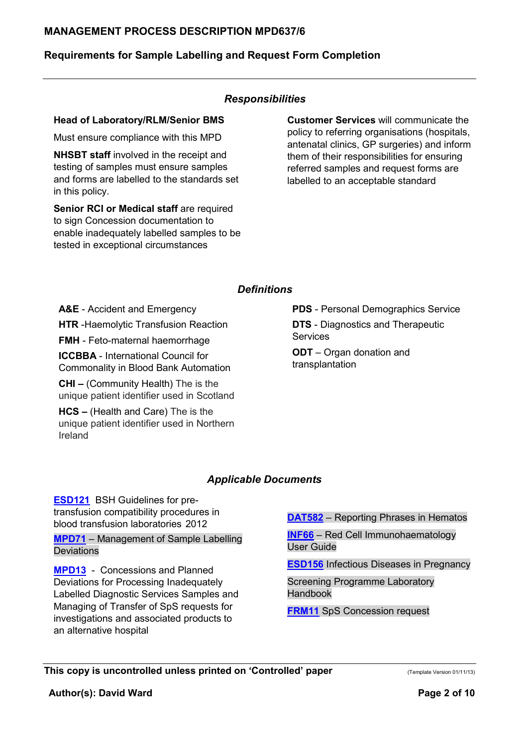## Responsibilities

**Head of Laboratory/RLM/Senior BMS**

Must ensure compliance with this MPD

**NHSBT staff** involved in the receipt and testing of samples must ensure samples and forms are labelled to the standards set in this policy.

**Senior RCI or Medical staff** are required to sign Concession documentation to enable inadequately labelled samples to be tested in exceptional circumstances

**Customer Services** will communicate the policy to referring organisations (hospitals, antenatal clinics, GP surgeries) and inform them of their responsibilities for ensuring referred samples and request forms are labelled to an acceptable standard

## Definitions

**A&E** - Accident and Emergency

**HTR** -Haemolytic Transfusion Reaction

**FMH** - Feto-maternal haemorrhage

**ICCBBA** - International Council for Commonality in Blood Bank Automation

**CHI –** (Community Health) The is the unique patient identifier used in Scotland

**HCS –** (Health and Care) The is the unique patient identifier used in Northern Ireland

**PDS** - Personal Demographics Service

**DTS** - Diagnostics and Therapeutic Services

**ODT** – Organ donation and transplantation

## Applicable Documents

**ESD121** BSH Guidelines for pre-transfusion compatibility procedures in blood transfusion laboratories 2012

**MPD71** – Management of Sample Labelling Deviations

**MPD13** - Concessions and Planned Deviations for Processing Inadequately Labelled Diagnostic Services Samples and Managing of Transfer of SpS requests for investigations and associated products to an alternative hospital

**DAT582** – Reporting Phrases in Hematos

**INF66** – Red Cell Immunohaematology User Guide

**ESD156** Infectious Diseases in Pregnancy Screening Programme Laboratory Handbook

**FRM11** SpS Concession request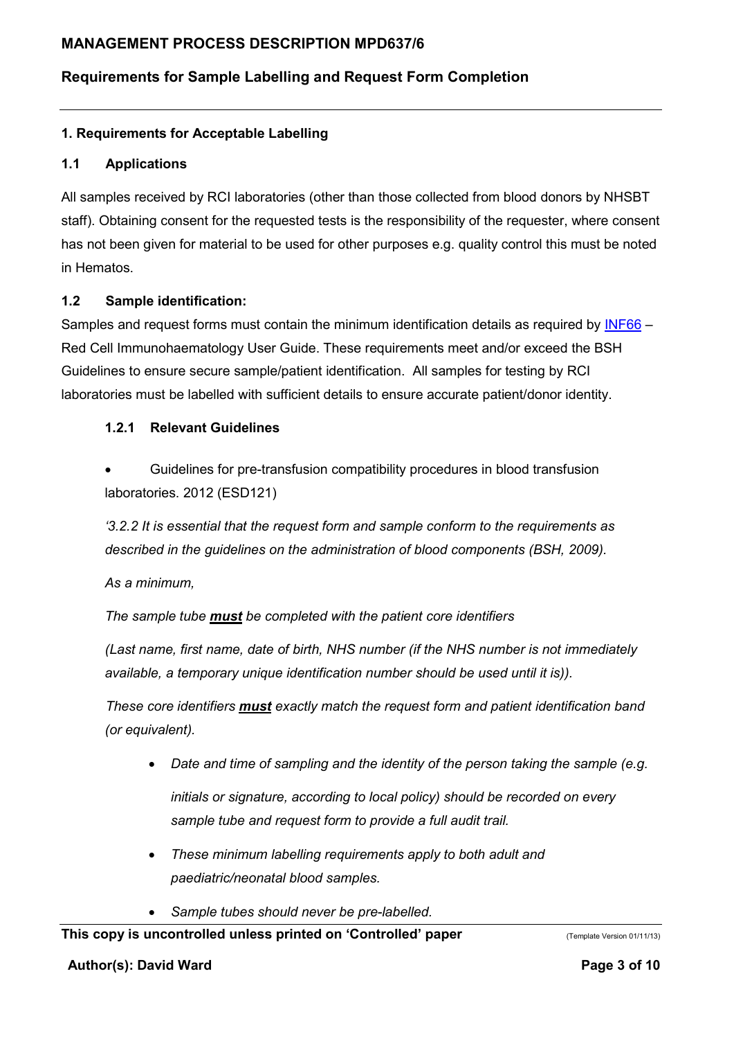### 1. Requirements for Acceptable Labelling

#### 1.1 Applications

All samples received by RCI laboratories (other than those collected from blood donors by NHSBT staff). Obtaining consent for the requested tests is the responsibility of the requester, where consent has not been given for material to be used for other purposes e.g. quality control this must be noted in Hematos.

#### 1.2 Sample identification:

Samples and request forms must contain the minimum identification details as required by INF66 – Red Cell Immunohaematology User Guide. These requirements meet and/or exceed the BSH Guidelines to ensure secure sample/patient identification. All samples for testing by RCI laboratories must be labelled with sufficient details to ensure accurate patient/donor identity.

##### 1.2.1 Relevant Guidelines

- Guidelines for pre-transfusion compatibility procedures in blood transfusion laboratories. 2012 (ESD121)

*'3.2.2 It is essential that the request form and sample conform to the requirements as described in the guidelines on the administration of blood components (BSH, 2009).*

*As a minimum,*

*The sample tube **must** be completed with the patient core identifiers*

*(Last name, first name, date of birth, NHS number (if the NHS number is not immediately available, a temporary unique identification number should be used until it is)).*

*These core identifiers **must** exactly match the request form and patient identification band (or equivalent).*

- *Date and time of sampling and the identity of the person taking the sample (e.g. initials or signature, according to local policy) should be recorded on every sample tube and request form to provide a full audit trail.*
- *These minimum labelling requirements apply to both adult and paediatric/neonatal blood samples.*
- *Sample tubes should never be pre-labelled.*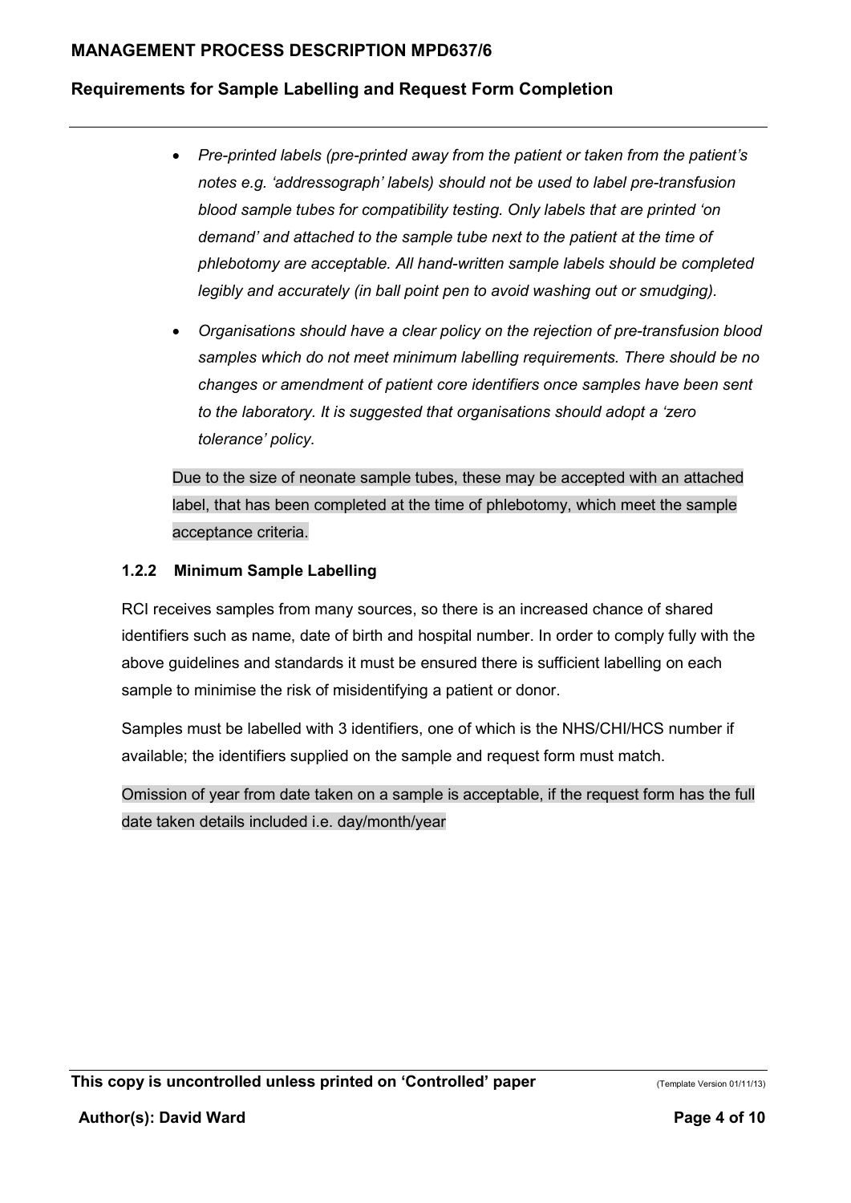- *Pre-printed labels (pre-printed away from the patient or taken from the patient's notes e.g. 'addressograph' labels) should not be used to label pre-transfusion blood sample tubes for compatibility testing. Only labels that are printed 'on demand' and attached to the sample tube next to the patient at the time of phlebotomy are acceptable. All hand-written sample labels should be completed legibly and accurately (in ball point pen to avoid washing out or smudging).*

- *Organisations should have a clear policy on the rejection of pre-transfusion blood samples which do not meet minimum labelling requirements. There should be no changes or amendment of patient core identifiers once samples have been sent to the laboratory. It is suggested that organisations should adopt a 'zero tolerance' policy.*

Due to the size of neonate sample tubes, these may be accepted with an attached label, that has been completed at the time of phlebotomy, which meet the sample acceptance criteria.

### 1.2.2 Minimum Sample Labelling

RCI receives samples from many sources, so there is an increased chance of shared identifiers such as name, date of birth and hospital number. In order to comply fully with the above guidelines and standards it must be ensured there is sufficient labelling on each sample to minimise the risk of misidentifying a patient or donor.

Samples must be labelled with 3 identifiers, one of which is the NHS/CHI/HCS number if available; the identifiers supplied on the sample and request form must match.

Omission of year from date taken on a sample is acceptable, if the request form has the full date taken details included i.e. day/month/year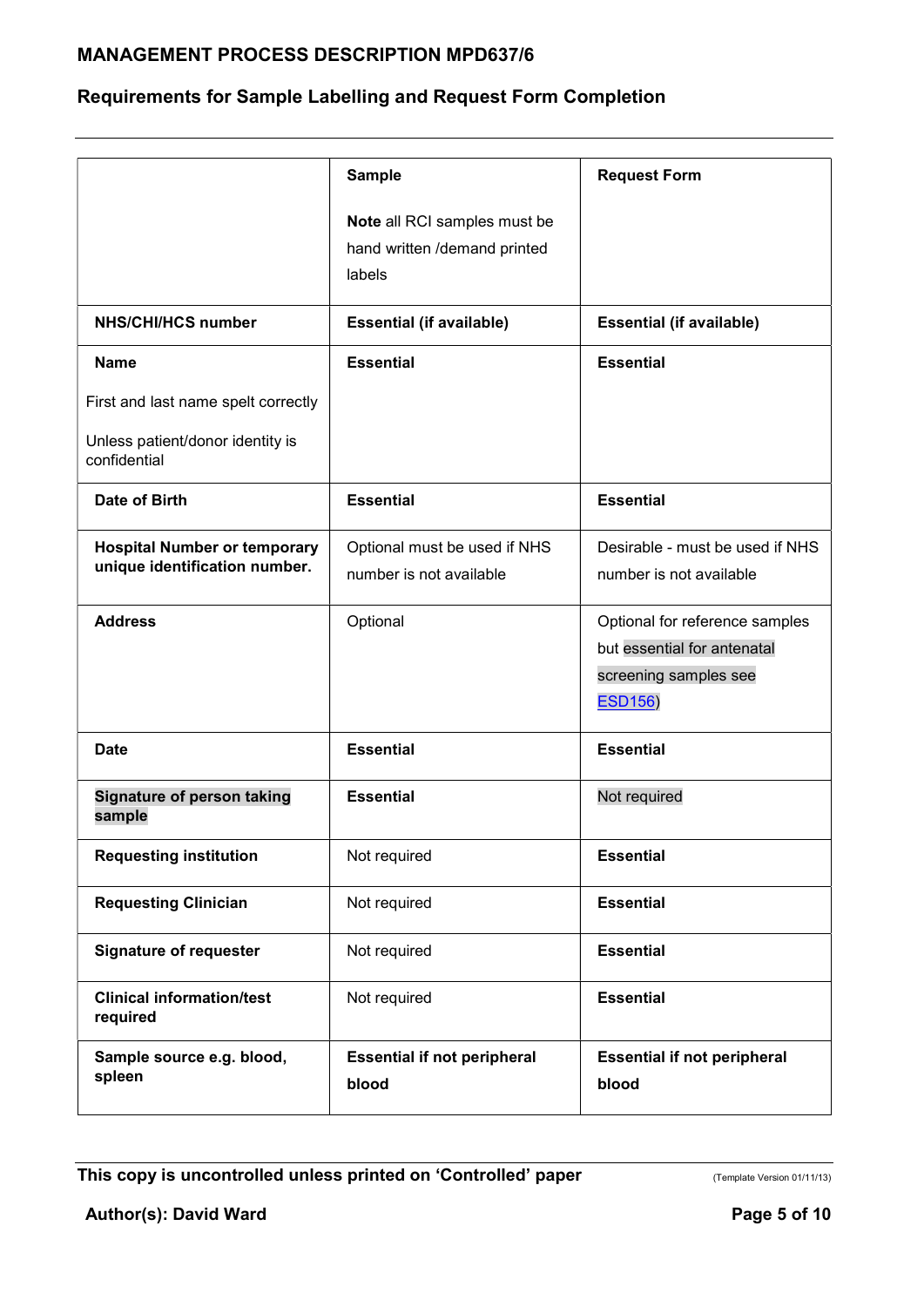| | **Sample**<br><br>**Note** all RCI samples must be hand written /demand printed labels | **Request Form** |
|---|---|---|
| **NHS/CHI/HCS number** | **Essential (if available)** | **Essential (if available)** |
| **Name**<br><br>First and last name spelt correctly<br><br>Unless patient/donor identity is confidential | **Essential** | **Essential** |
| **Date of Birth** | **Essential** | **Essential** |
| **Hospital Number or temporary unique identification number.** | Optional must be used if NHS number is not available | Desirable - must be used if NHS number is not available |
| **Address** | Optional | Optional for reference samples but essential for antenatal screening samples see ESD156) |
| **Date** | **Essential** | **Essential** |
| **Signature of person taking sample** | **Essential** | Not required |
| **Requesting institution** | Not required | **Essential** |
| **Requesting Clinician** | Not required | **Essential** |
| **Signature of requester** | Not required | **Essential** |
| **Clinical information/test required** | Not required | **Essential** |
| **Sample source e.g. blood, spleen** | **Essential if not peripheral blood** | **Essential if not peripheral blood** |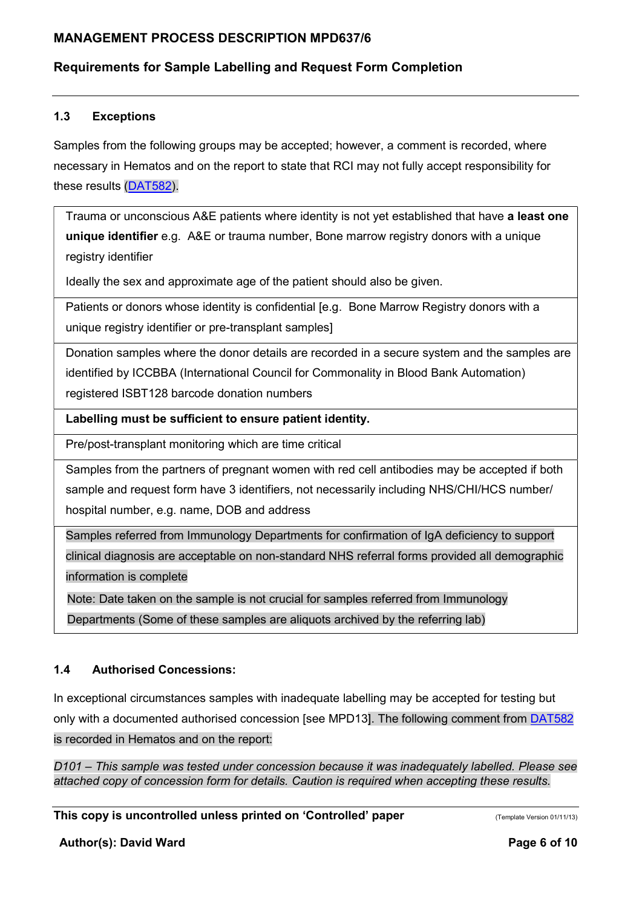### 1.3 Exceptions

Samples from the following groups may be accepted; however, a comment is recorded, where necessary in Hematos and on the report to state that RCI may not fully accept responsibility for these results (DAT582).

| |
|---|
| Trauma or unconscious A&E patients where identity is not yet established that have **a least one unique identifier** e.g. A&E or trauma number, Bone marrow registry donors with a unique registry identifier<br><br>Ideally the sex and approximate age of the patient should also be given. |
| Patients or donors whose identity is confidential [e.g. Bone Marrow Registry donors with a unique registry identifier or pre-transplant samples] |
| Donation samples where the donor details are recorded in a secure system and the samples are identified by ICCBBA (International Council for Commonality in Blood Bank Automation) registered ISBT128 barcode donation numbers |
| **Labelling must be sufficient to ensure patient identity.** |
| Pre/post-transplant monitoring which are time critical |
| Samples from the partners of pregnant women with red cell antibodies may be accepted if both sample and request form have 3 identifiers, not necessarily including NHS/CHI/HCS number/ hospital number, e.g. name, DOB and address |
| Samples referred from Immunology Departments for confirmation of IgA deficiency to support clinical diagnosis are acceptable on non-standard NHS referral forms provided all demographic information is complete<br><br>Note: Date taken on the sample is not crucial for samples referred from Immunology Departments (Some of these samples are aliquots archived by the referring lab) |

### 1.4 Authorised Concessions:

In exceptional circumstances samples with inadequate labelling may be accepted for testing but only with a documented authorised concession [see MPD13]. The following comment from DAT582 is recorded in Hematos and on the report:

*D101 – This sample was tested under concession because it was inadequately labelled. Please see attached copy of concession form for details. Caution is required when accepting these results.*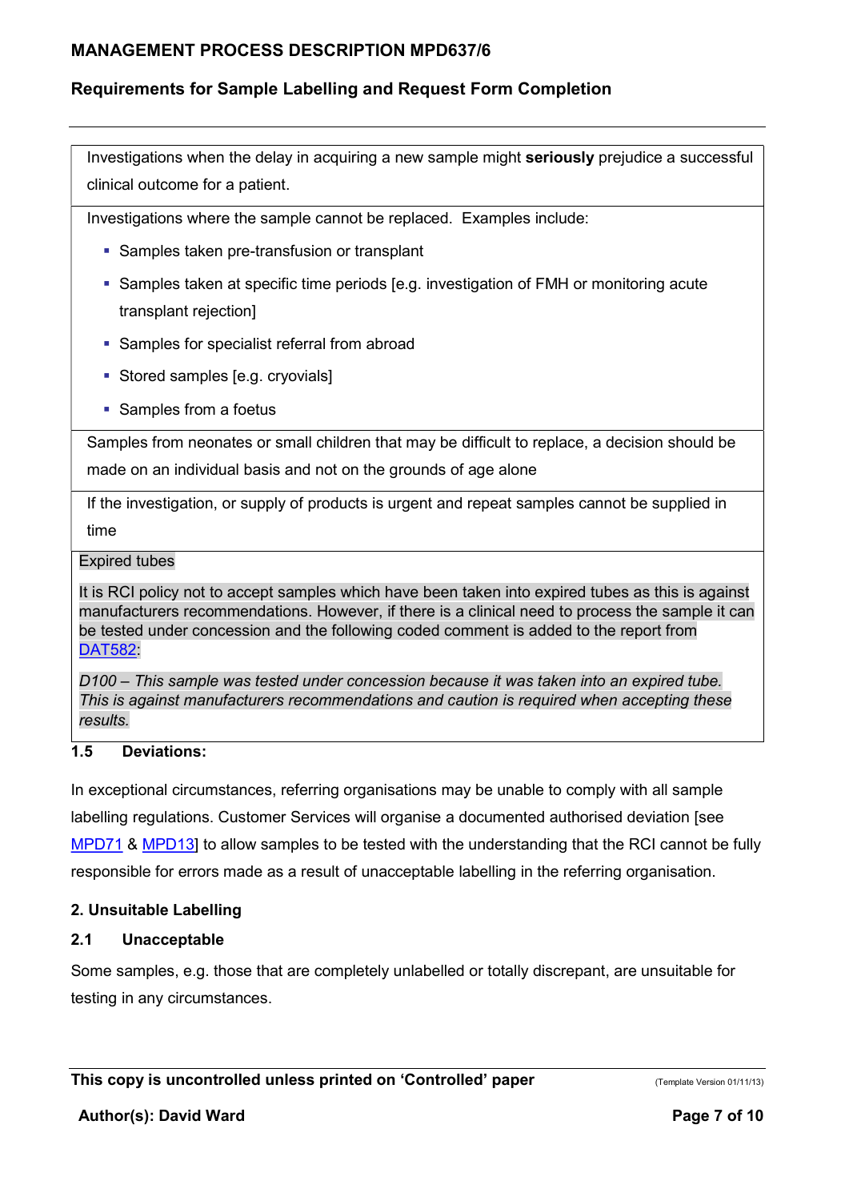| |
|---|
| Investigations when the delay in acquiring a new sample might **seriously** prejudice a successful clinical outcome for a patient. |
| Investigations where the sample cannot be replaced. Examples include:<br>- Samples taken pre-transfusion or transplant<br>- Samples taken at specific time periods [e.g. investigation of FMH or monitoring acute transplant rejection]<br>- Samples for specialist referral from abroad<br>- Stored samples [e.g. cryovials]<br>- Samples from a foetus |
| Samples from neonates or small children that may be difficult to replace, a decision should be made on an individual basis and not on the grounds of age alone |
| If the investigation, or supply of products is urgent and repeat samples cannot be supplied in time |
| Expired tubes<br><br>It is RCI policy not to accept samples which have been taken into expired tubes as this is against manufacturers recommendations. However, if there is a clinical need to process the sample it can be tested under concession and the following coded comment is added to the report from DAT582:<br><br>*D100 – This sample was tested under concession because it was taken into an expired tube. This is against manufacturers recommendations and caution is required when accepting these results.* |

### 1.5 Deviations:

In exceptional circumstances, referring organisations may be unable to comply with all sample labelling regulations. Customer Services will organise a documented authorised deviation [see MPD71 & MPD13] to allow samples to be tested with the understanding that the RCI cannot be fully responsible for errors made as a result of unacceptable labelling in the referring organisation.

## 2. Unsuitable Labelling

### 2.1 Unacceptable

Some samples, e.g. those that are completely unlabelled or totally discrepant, are unsuitable for testing in any circumstances.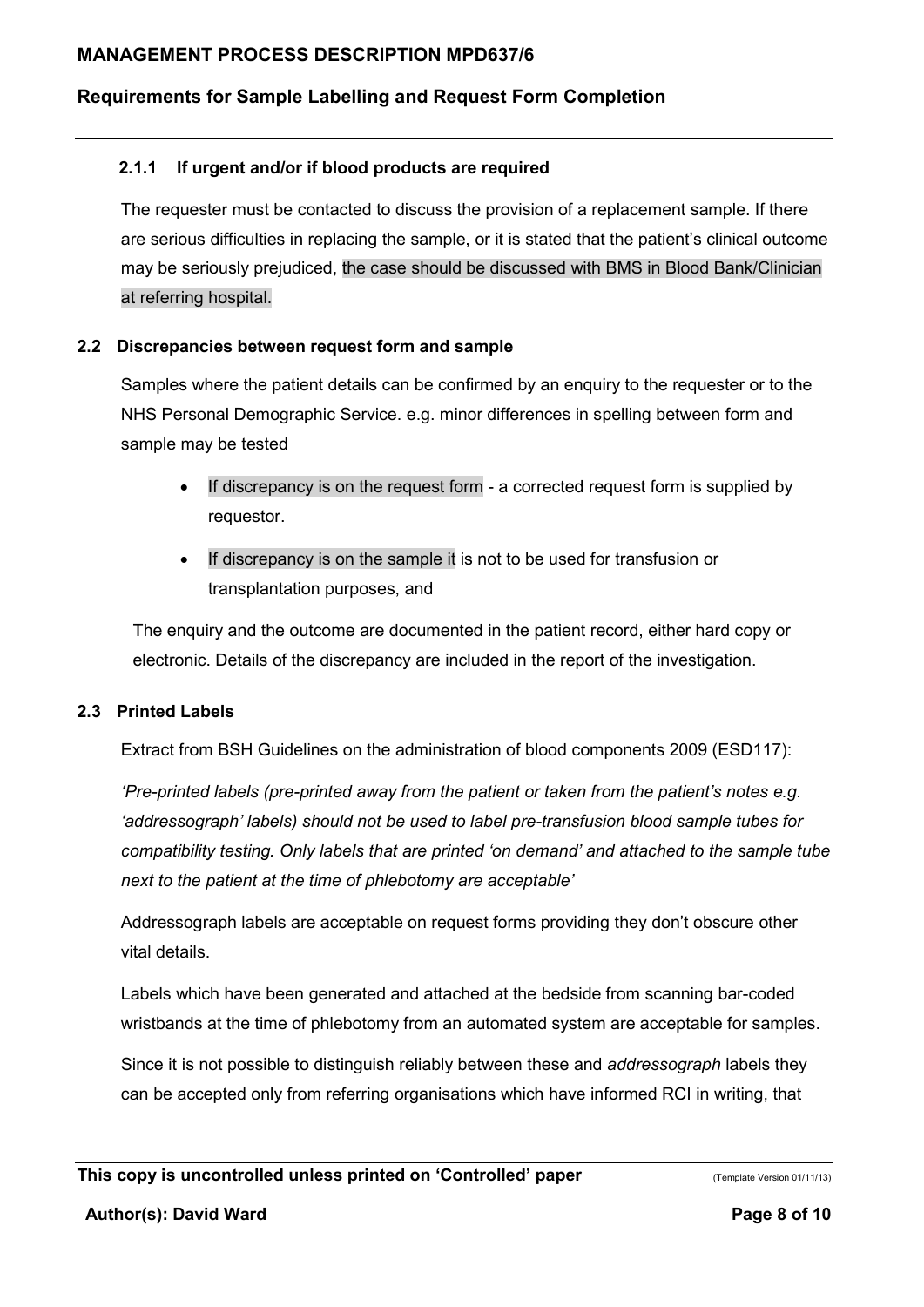### 2.1.1 If urgent and/or if blood products are required

The requester must be contacted to discuss the provision of a replacement sample. If there are serious difficulties in replacing the sample, or it is stated that the patient's clinical outcome may be seriously prejudiced, the case should be discussed with BMS in Blood Bank/Clinician at referring hospital.

## 2.2 Discrepancies between request form and sample

Samples where the patient details can be confirmed by an enquiry to the requester or to the NHS Personal Demographic Service. e.g. minor differences in spelling between form and sample may be tested

- If discrepancy is on the request form - a corrected request form is supplied by requestor.
- If discrepancy is on the sample it is not to be used for transfusion or transplantation purposes, and

The enquiry and the outcome are documented in the patient record, either hard copy or electronic. Details of the discrepancy are included in the report of the investigation.

## 2.3 Printed Labels

Extract from BSH Guidelines on the administration of blood components 2009 (ESD117):

*'Pre-printed labels (pre-printed away from the patient or taken from the patient's notes e.g. 'addressograph' labels) should not be used to label pre-transfusion blood sample tubes for compatibility testing. Only labels that are printed 'on demand' and attached to the sample tube next to the patient at the time of phlebotomy are acceptable'*

Addressograph labels are acceptable on request forms providing they don't obscure other vital details.

Labels which have been generated and attached at the bedside from scanning bar-coded wristbands at the time of phlebotomy from an automated system are acceptable for samples.

Since it is not possible to distinguish reliably between these and *addressograph* labels they can be accepted only from referring organisations which have informed RCI in writing, that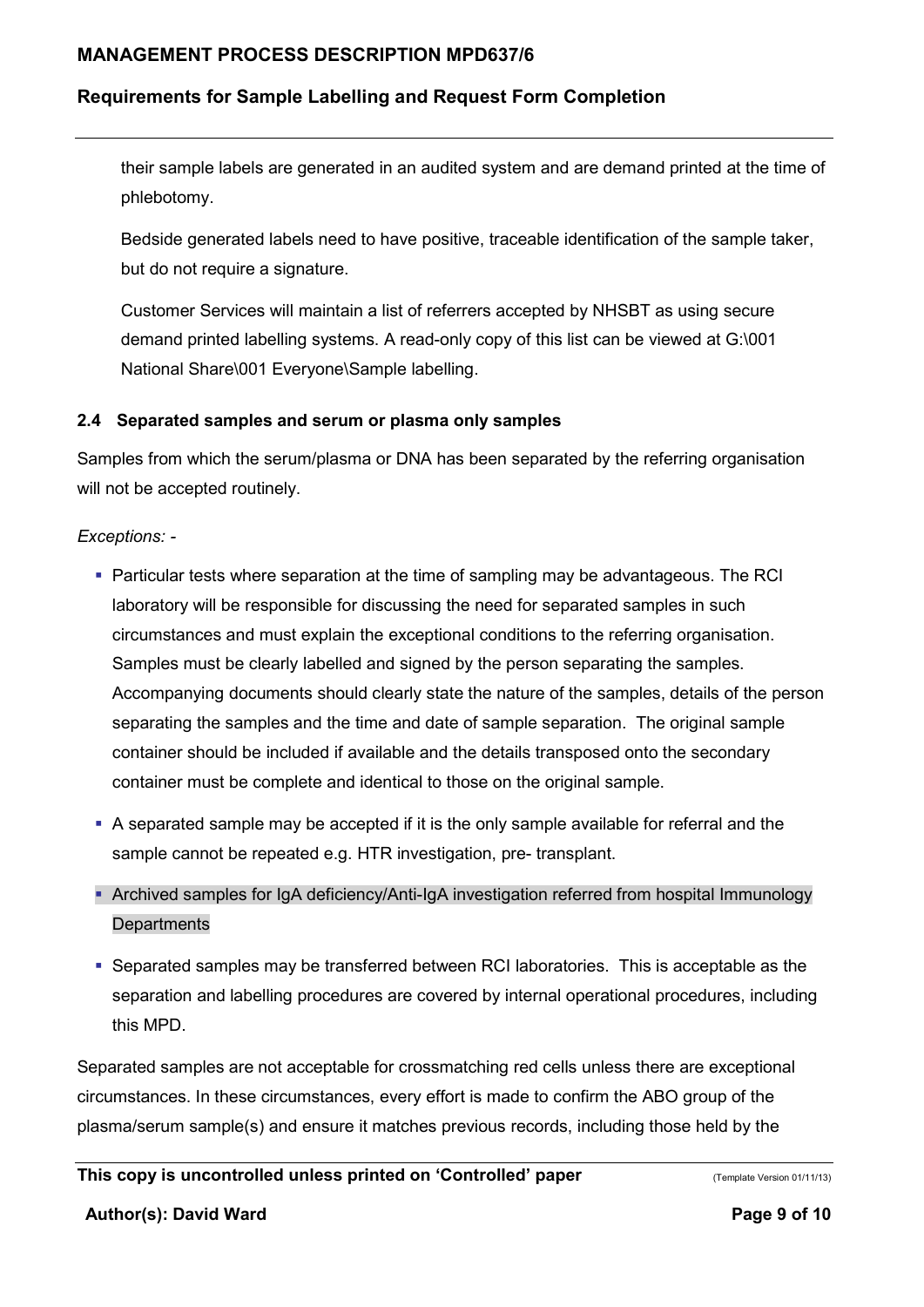their sample labels are generated in an audited system and are demand printed at the time of phlebotomy.

Bedside generated labels need to have positive, traceable identification of the sample taker, but do not require a signature.

Customer Services will maintain a list of referrers accepted by NHSBT as using secure demand printed labelling systems. A read-only copy of this list can be viewed at G:\001 National Share\001 Everyone\Sample labelling.

### 2.4 Separated samples and serum or plasma only samples

Samples from which the serum/plasma or DNA has been separated by the referring organisation will not be accepted routinely.

*Exceptions: -*

- Particular tests where separation at the time of sampling may be advantageous. The RCI laboratory will be responsible for discussing the need for separated samples in such circumstances and must explain the exceptional conditions to the referring organisation. Samples must be clearly labelled and signed by the person separating the samples. Accompanying documents should clearly state the nature of the samples, details of the person separating the samples and the time and date of sample separation. The original sample container should be included if available and the details transposed onto the secondary container must be complete and identical to those on the original sample.
- A separated sample may be accepted if it is the only sample available for referral and the sample cannot be repeated e.g. HTR investigation, pre- transplant.
- Archived samples for IgA deficiency/Anti-IgA investigation referred from hospital Immunology Departments
- Separated samples may be transferred between RCI laboratories. This is acceptable as the separation and labelling procedures are covered by internal operational procedures, including this MPD.

Separated samples are not acceptable for crossmatching red cells unless there are exceptional circumstances. In these circumstances, every effort is made to confirm the ABO group of the plasma/serum sample(s) and ensure it matches previous records, including those held by the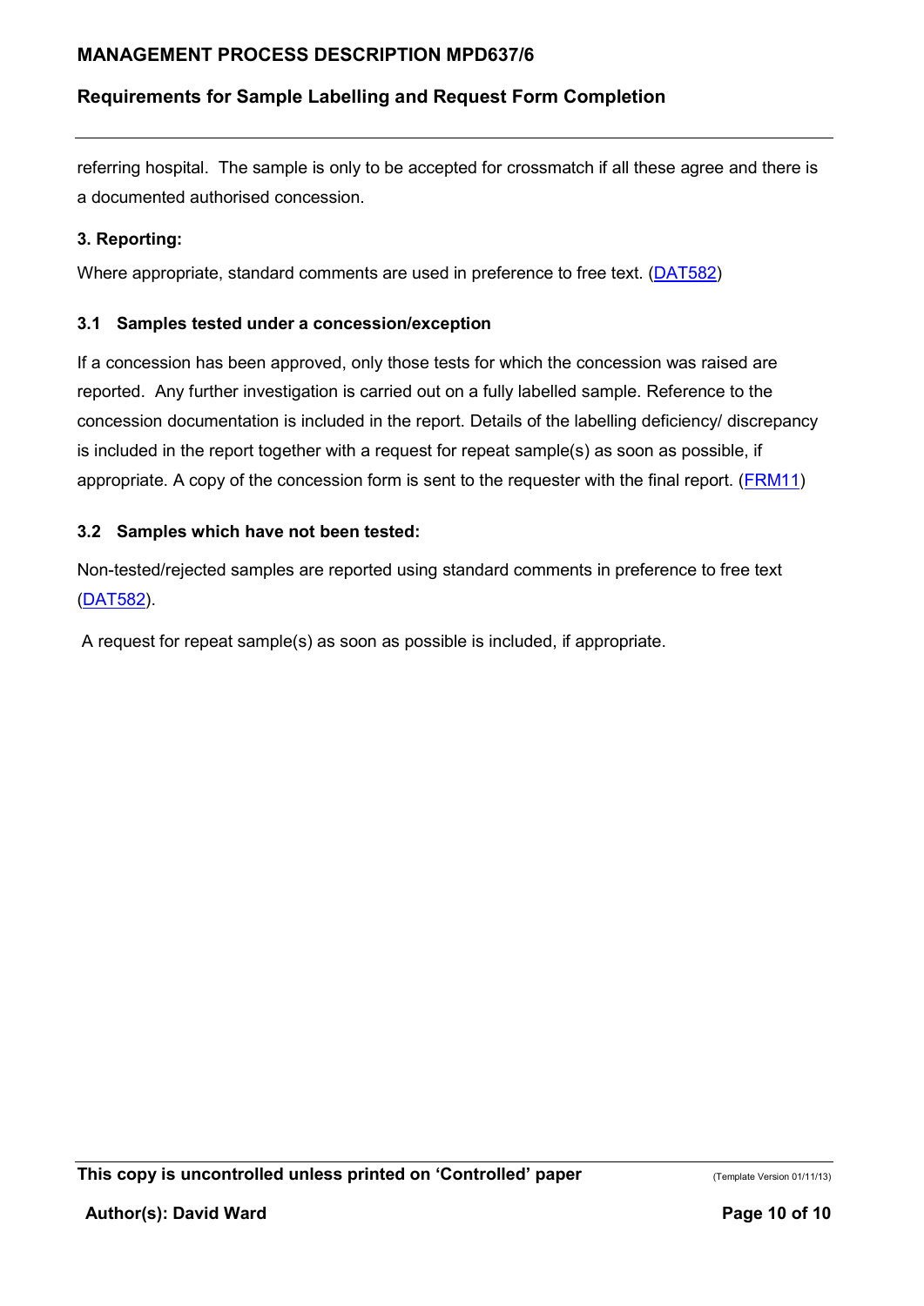referring hospital. The sample is only to be accepted for crossmatch if all these agree and there is a documented authorised concession.

### 3. Reporting:

Where appropriate, standard comments are used in preference to free text. (DAT582)

#### 3.1 Samples tested under a concession/exception

If a concession has been approved, only those tests for which the concession was raised are reported. Any further investigation is carried out on a fully labelled sample. Reference to the concession documentation is included in the report. Details of the labelling deficiency/ discrepancy is included in the report together with a request for repeat sample(s) as soon as possible, if appropriate. A copy of the concession form is sent to the requester with the final report. (FRM11)

#### 3.2 Samples which have not been tested:

Non-tested/rejected samples are reported using standard comments in preference to free text (DAT582).

A request for repeat sample(s) as soon as possible is included, if appropriate.